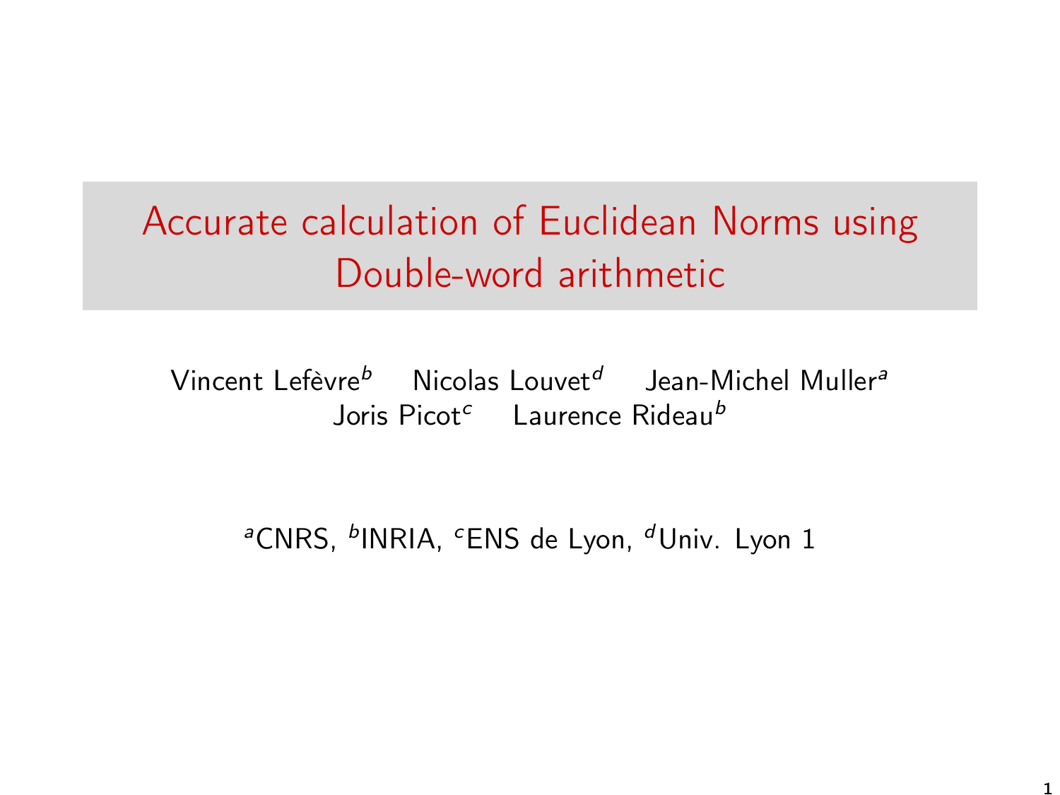# Accurate calculation of Euclidean Norms using Double-word arithmetic

Vincent Lefèvre[b] Nicolas Louvet[d] Jean-Michel Muller[a]
Joris Picot[c] Laurence Rideau[b]

[a]CNRS, [b]INRIA, [c]ENS de Lyon, [d]Univ. Lyon 1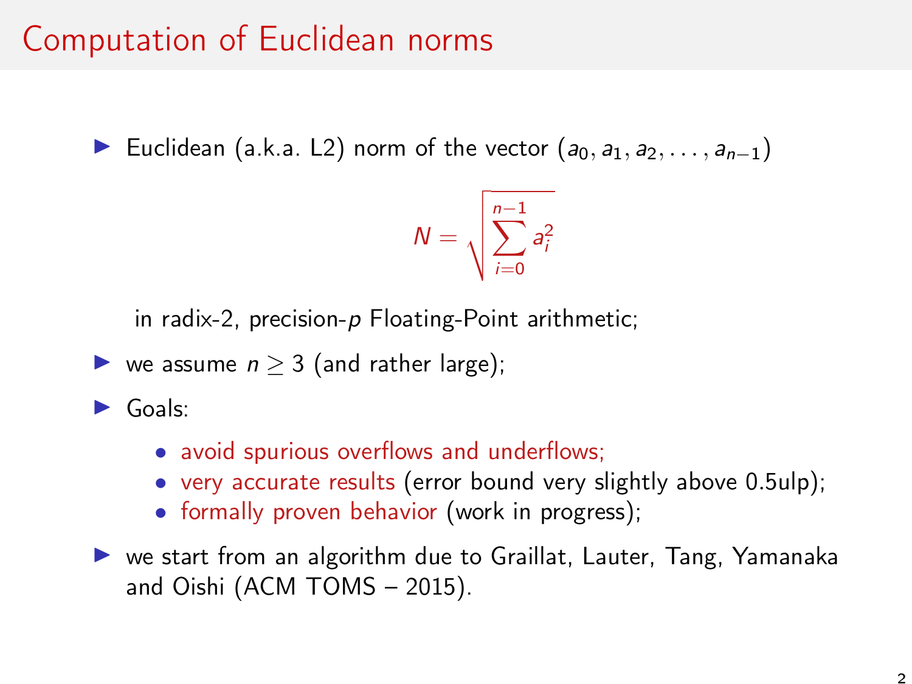# Computation of Euclidean norms

- Euclidean (a.k.a. L2) norm of the vector $(a_0, a_1, a_2, \ldots, a_{n-1})$

$$N = \sqrt{\sum_{i=0}^{n-1} a_i^2}$$

  in radix-2, precision-$p$ Floating-Point arithmetic;

- we assume $n \geq 3$ (and rather large);
- Goals:
  - avoid spurious overflows and underflows;
  - very accurate results (error bound very slightly above 0.5ulp);
  - formally proven behavior (work in progress);
- we start from an algorithm due to Graillat, Lauter, Tang, Yamanaka and Oishi (ACM TOMS – 2015).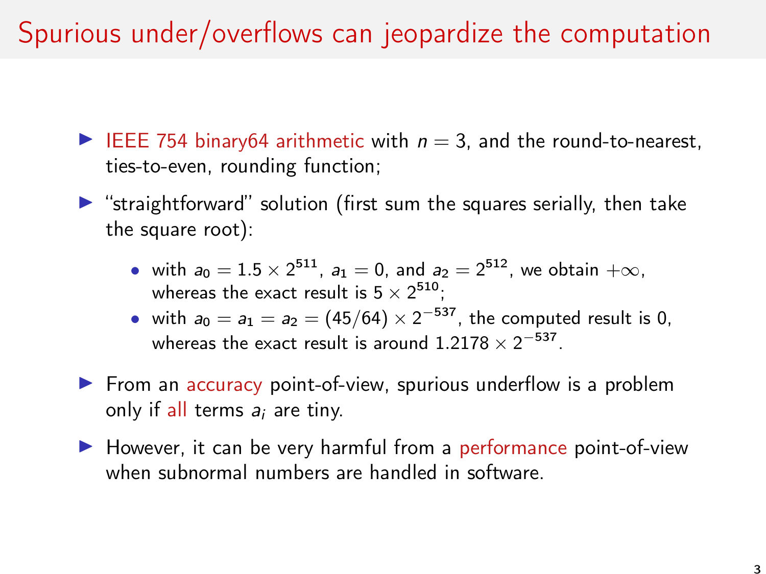# Spurious under/overflows can jeopardize the computation

- IEEE 754 binary64 arithmetic with $n = 3$, and the round-to-nearest, ties-to-even, rounding function;
- "straightforward" solution (first sum the squares serially, then take the square root):
  - with $a_0 = 1.5 \times 2^{511}$, $a_1 = 0$, and $a_2 = 2^{512}$, we obtain $+\infty$, whereas the exact result is $5 \times 2^{510}$;
  - with $a_0 = a_1 = a_2 = (45/64) \times 2^{-537}$, the computed result is 0, whereas the exact result is around $1.2178 \times 2^{-537}$.
- From an accuracy point-of-view, spurious underflow is a problem only if all terms $a_i$ are tiny.
- However, it can be very harmful from a performance point-of-view when subnormal numbers are handled in software.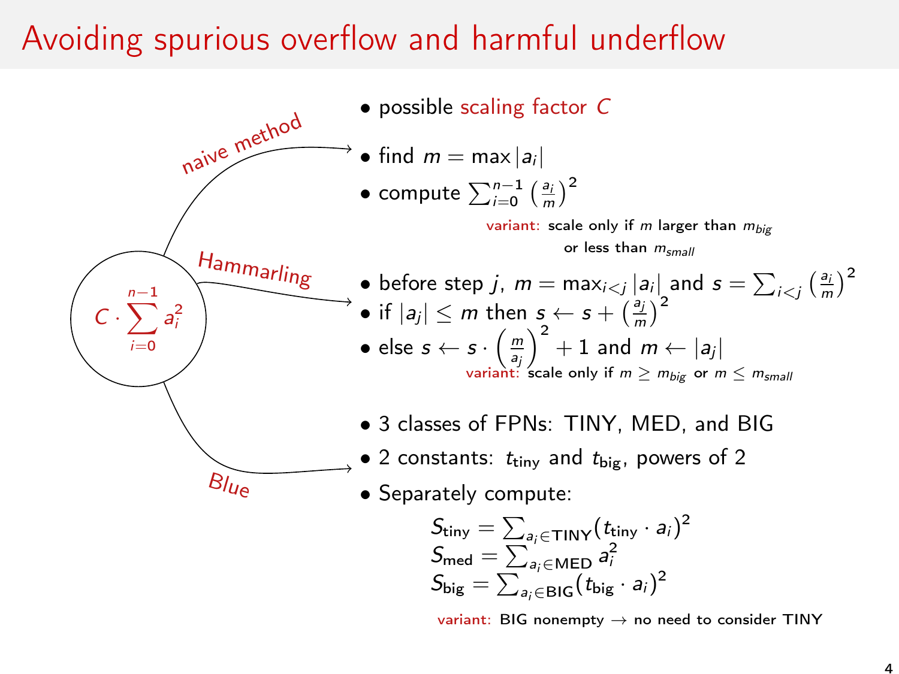# Avoiding spurious overflow and harmful underflow

$$C \cdot \sum_{i=0}^{n-1} a_i^2$$

- possible scaling factor $C$

**naive method**

- find $m = \max |a_i|$
- compute $\sum_{i=0}^{n-1} \left(\frac{a_i}{m}\right)^2$

variant: scale only if $m$ larger than $m_{big}$ or less than $m_{small}$

**Hammarling**

- before step $j$, $m = \max_{i<j} |a_i|$ and $s = \sum_{i<j} \left(\frac{a_i}{m}\right)^2$
- if $|a_j| \leq m$ then $s \leftarrow s + \left(\frac{a_j}{m}\right)^2$
- else $s \leftarrow s \cdot \left(\frac{m}{a_j}\right)^2 + 1$ and $m \leftarrow |a_j|$

variant: scale only if $m \geq m_{big}$ or $m \leq m_{small}$

**Blue**

- 3 classes of FPNs: TINY, MED, and BIG
- 2 constants: $t_{\text{tiny}}$ and $t_{\text{big}}$, powers of 2
- Separately compute:

$$S_{\text{tiny}} = \sum_{a_i \in \text{TINY}} (t_{\text{tiny}} \cdot a_i)^2$$
$$S_{\text{med}} = \sum_{a_i \in \text{MED}} a_i^2$$
$$S_{\text{big}} = \sum_{a_i \in \text{BIG}} (t_{\text{big}} \cdot a_i)^2$$

variant: BIG nonempty $\rightarrow$ no need to consider TINY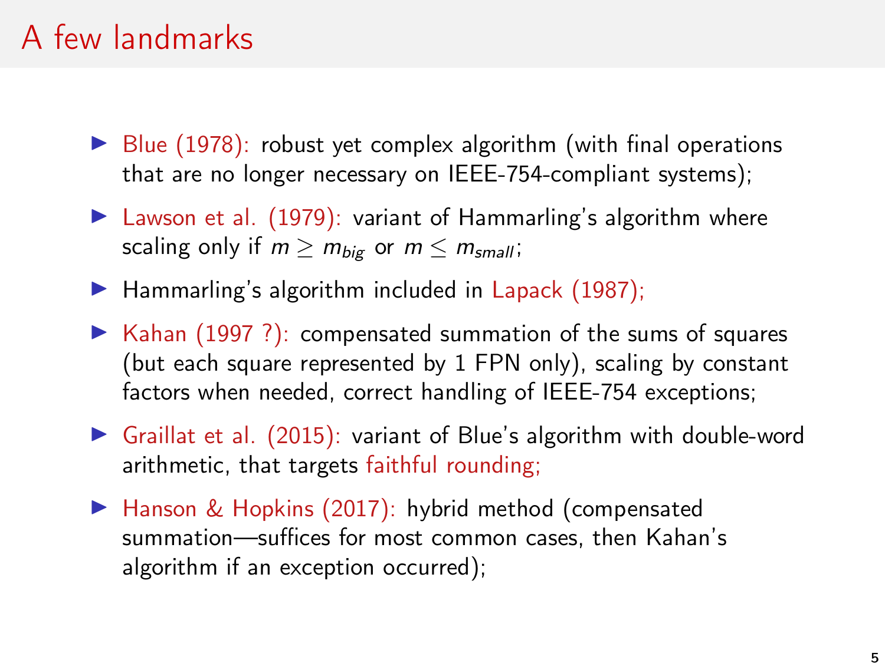# A few landmarks

- Blue (1978): robust yet complex algorithm (with final operations that are no longer necessary on IEEE-754-compliant systems);
- Lawson et al. (1979): variant of Hammarling's algorithm where scaling only if $m \geq m_{big}$ or $m \leq m_{small}$;
- Hammarling's algorithm included in Lapack (1987);
- Kahan (1997 ?): compensated summation of the sums of squares (but each square represented by 1 FPN only), scaling by constant factors when needed, correct handling of IEEE-754 exceptions;
- Graillat et al. (2015): variant of Blue's algorithm with double-word arithmetic, that targets faithful rounding;
- Hanson & Hopkins (2017): hybrid method (compensated summation—suffices for most common cases, then Kahan's algorithm if an exception occurred);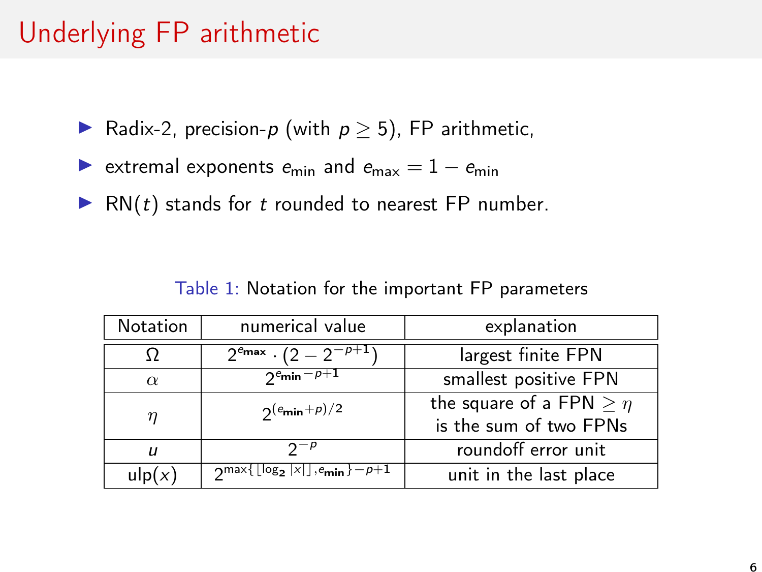# Underlying FP arithmetic

- Radix-2, precision-$p$ (with $p \geq 5$), FP arithmetic,
- extremal exponents $e_{\min}$ and $e_{\max} = 1 - e_{\min}$
- $\mathrm{RN}(t)$ stands for $t$ rounded to nearest FP number.

Table 1: Notation for the important FP parameters

| Notation | numerical value | explanation |
|---|---|---|
| $\Omega$ | $2^{e_{\max}} \cdot (2 - 2^{-p+1})$ | largest finite FPN |
| $\alpha$ | $2^{e_{\min}-p+1}$ | smallest positive FPN |
| $\eta$ | $2^{(e_{\min}+p)/2}$ | the square of a FPN $\geq \eta$ is the sum of two FPNs |
| $u$ | $2^{-p}$ | roundoff error unit |
| $\mathrm{ulp}(x)$ | $2^{\max\{\lfloor \log_2 \lvert x \rvert \rfloor, e_{\min}\}-p+1}$ | unit in the last place |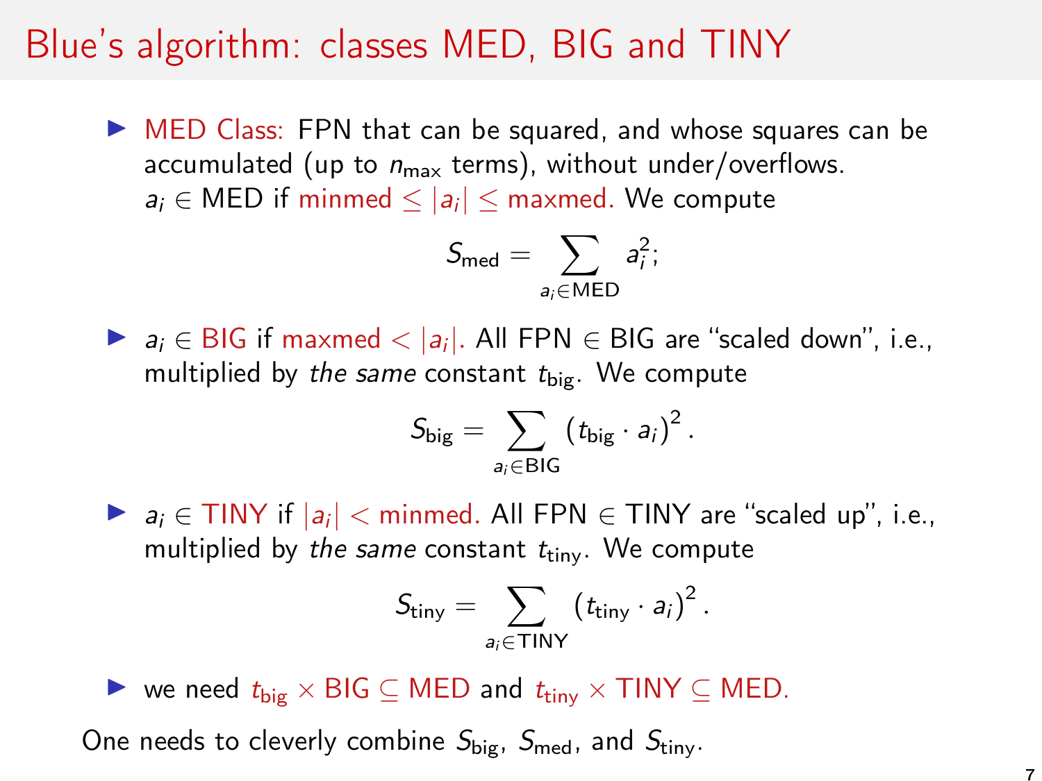# Blue's algorithm: classes MED, BIG and TINY

- MED Class: FPN that can be squared, and whose squares can be accumulated (up to $n_{\text{max}}$ terms), without under/overflows. $a_i \in \text{MED}$ if $\text{minmed} \leq |a_i| \leq \text{maxmed}$. We compute

$$S_{\text{med}} = \sum_{a_i \in \text{MED}} a_i^2;$$

- $a_i \in \text{BIG}$ if $\text{maxmed} < |a_i|$. All FPN $\in$ BIG are "scaled down", i.e., multiplied by *the same* constant $t_{\text{big}}$. We compute

$$S_{\text{big}} = \sum_{a_i \in \text{BIG}} \left(t_{\text{big}} \cdot a_i\right)^2.$$

- $a_i \in \text{TINY}$ if $|a_i| < \text{minmed}$. All FPN $\in$ TINY are "scaled up", i.e., multiplied by *the same* constant $t_{\text{tiny}}$. We compute

$$S_{\text{tiny}} = \sum_{a_i \in \text{TINY}} \left(t_{\text{tiny}} \cdot a_i\right)^2.$$

- we need $t_{\text{big}} \times \text{BIG} \subseteq \text{MED}$ and $t_{\text{tiny}} \times \text{TINY} \subseteq \text{MED}$.

One needs to cleverly combine $S_{\text{big}}$, $S_{\text{med}}$, and $S_{\text{tiny}}$.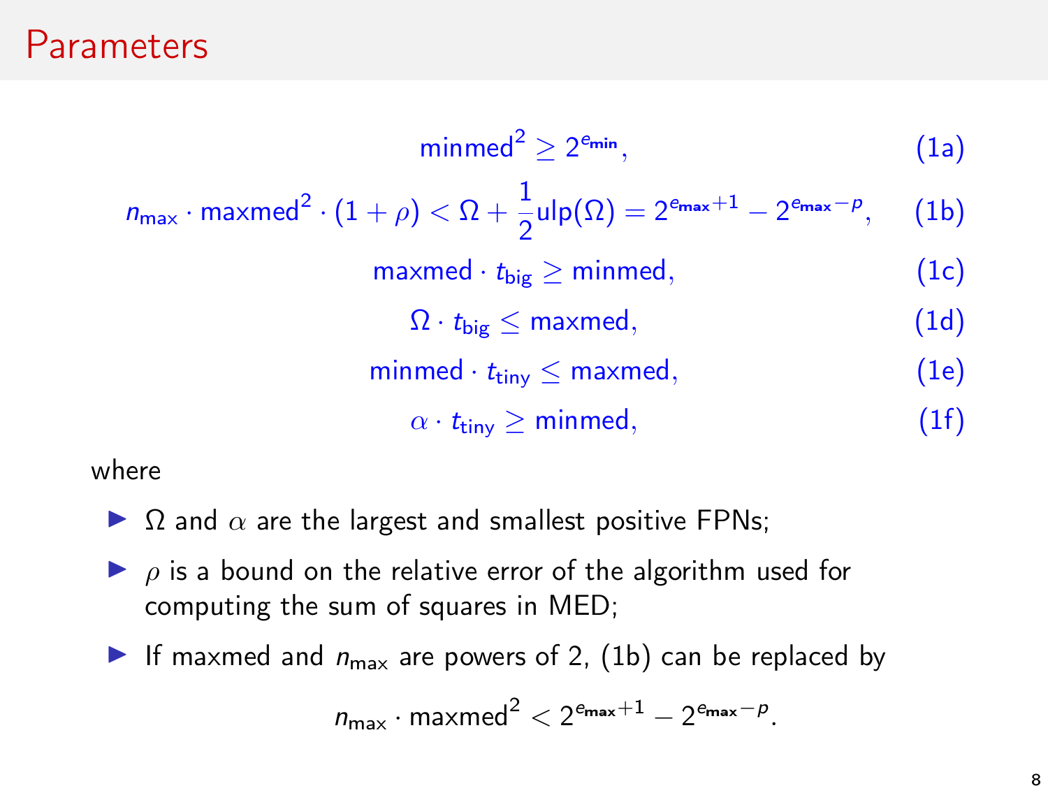# Parameters

$$\text{minmed}^2 \geq 2^{e_{\text{min}}}, \tag{1a}$$

$$n_{\text{max}} \cdot \text{maxmed}^2 \cdot (1+\rho) < \Omega + \frac{1}{2}\text{ulp}(\Omega) = 2^{e_{\text{max}}+1} - 2^{e_{\text{max}}-p}, \tag{1b}$$

$$\text{maxmed} \cdot t_{\text{big}} \geq \text{minmed}, \tag{1c}$$

$$\Omega \cdot t_{\text{big}} \leq \text{maxmed}, \tag{1d}$$

$$\text{minmed} \cdot t_{\text{tiny}} \leq \text{maxmed}, \tag{1e}$$

$$\alpha \cdot t_{\text{tiny}} \geq \text{minmed}, \tag{1f}$$

where

- $\Omega$ and $\alpha$ are the largest and smallest positive FPNs;
- $\rho$ is a bound on the relative error of the algorithm used for computing the sum of squares in MED;
- If maxmed and $n_{\text{max}}$ are powers of 2, (1b) can be replaced by

$$n_{\text{max}} \cdot \text{maxmed}^2 < 2^{e_{\text{max}}+1} - 2^{e_{\text{max}}-p}.$$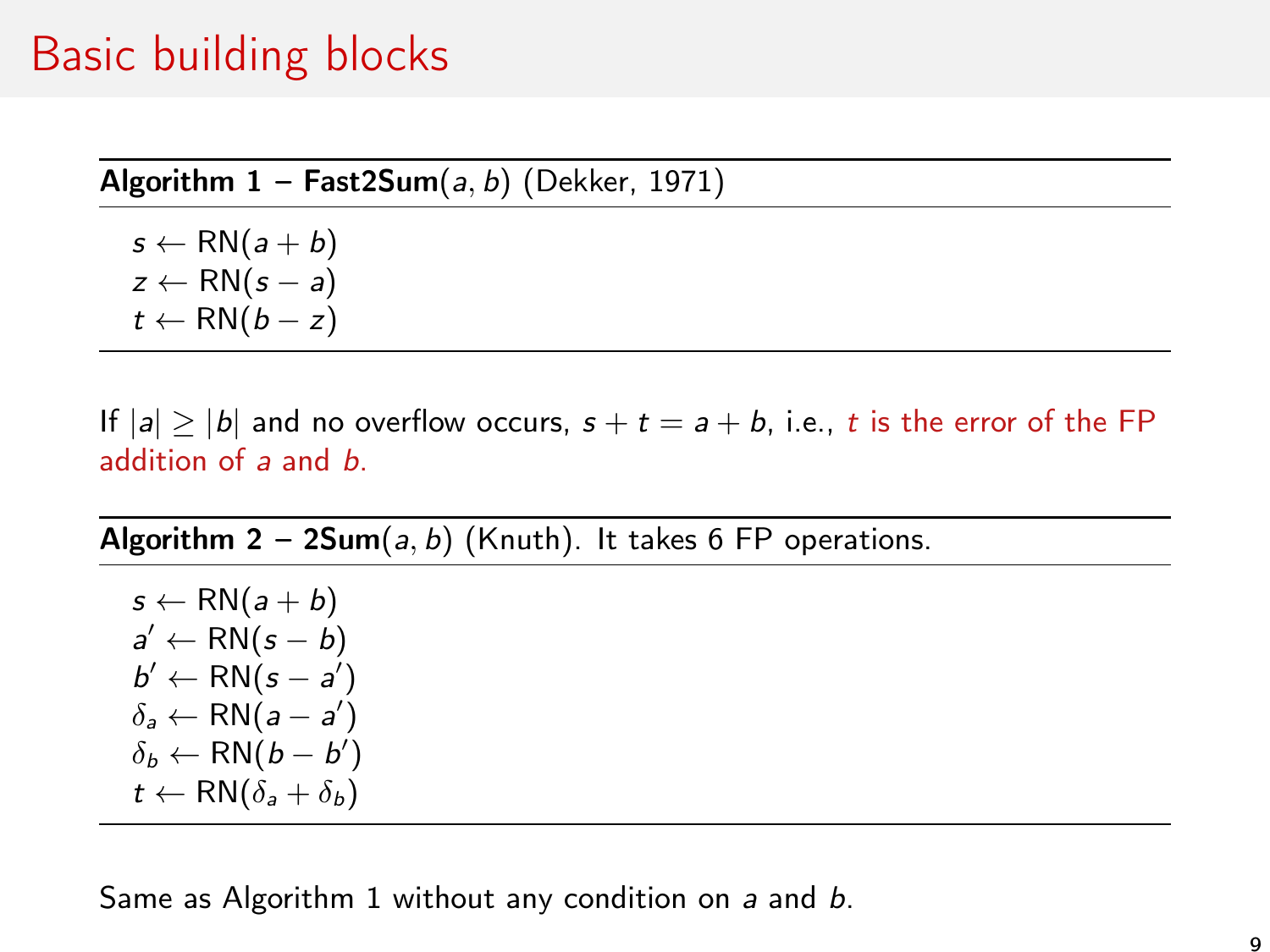# Basic building blocks

---

**Algorithm 1 – Fast2Sum**$(a, b)$ (Dekker, 1971)

---

$s \leftarrow \mathrm{RN}(a + b)$
$z \leftarrow \mathrm{RN}(s - a)$
$t \leftarrow \mathrm{RN}(b - z)$

---

If $|a| \geq |b|$ and no overflow occurs, $s + t = a + b$, i.e., $t$ is the error of the FP addition of $a$ and $b$.

---

**Algorithm 2 – 2Sum**$(a, b)$ (Knuth). It takes 6 FP operations.

---

$s \leftarrow \mathrm{RN}(a + b)$
$a' \leftarrow \mathrm{RN}(s - b)$
$b' \leftarrow \mathrm{RN}(s - a')$
$\delta_a \leftarrow \mathrm{RN}(a - a')$
$\delta_b \leftarrow \mathrm{RN}(b - b')$
$t \leftarrow \mathrm{RN}(\delta_a + \delta_b)$

---

Same as Algorithm 1 without any condition on $a$ and $b$.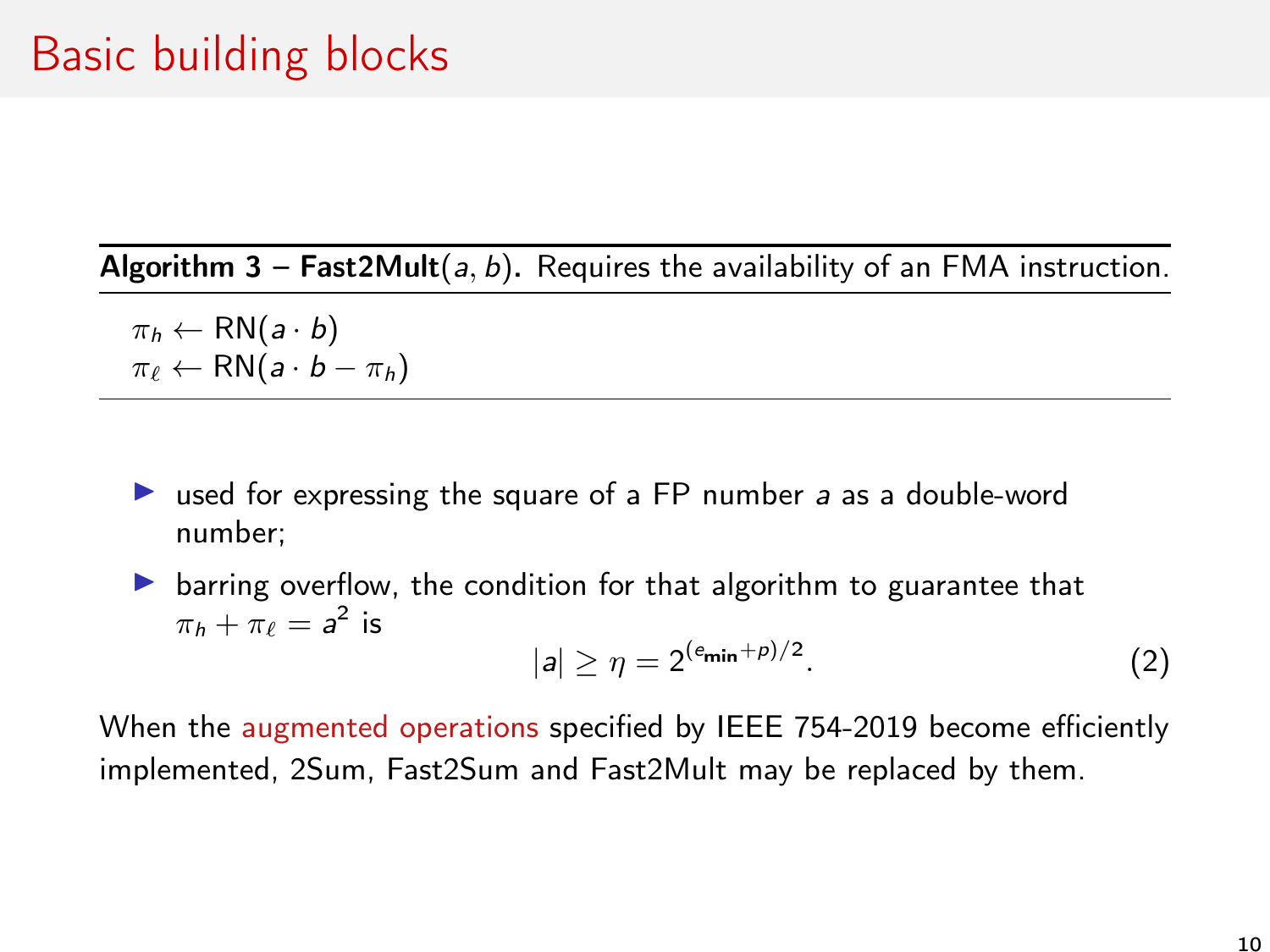# Basic building blocks

**Algorithm 3 – Fast2Mult**$(a, b)$**.** Requires the availability of an FMA instruction.

$\pi_h \leftarrow \mathrm{RN}(a \cdot b)$
$\pi_\ell \leftarrow \mathrm{RN}(a \cdot b - \pi_h)$

- used for expressing the square of a FP number $a$ as a double-word number;
- barring overflow, the condition for that algorithm to guarantee that $\pi_h + \pi_\ell = a^2$ is

$$|a| \geq \eta = 2^{(e_{\min}+p)/2}. \tag{2}$$

When the augmented operations specified by IEEE 754-2019 become efficiently implemented, 2Sum, Fast2Sum and Fast2Mult may be replaced by them.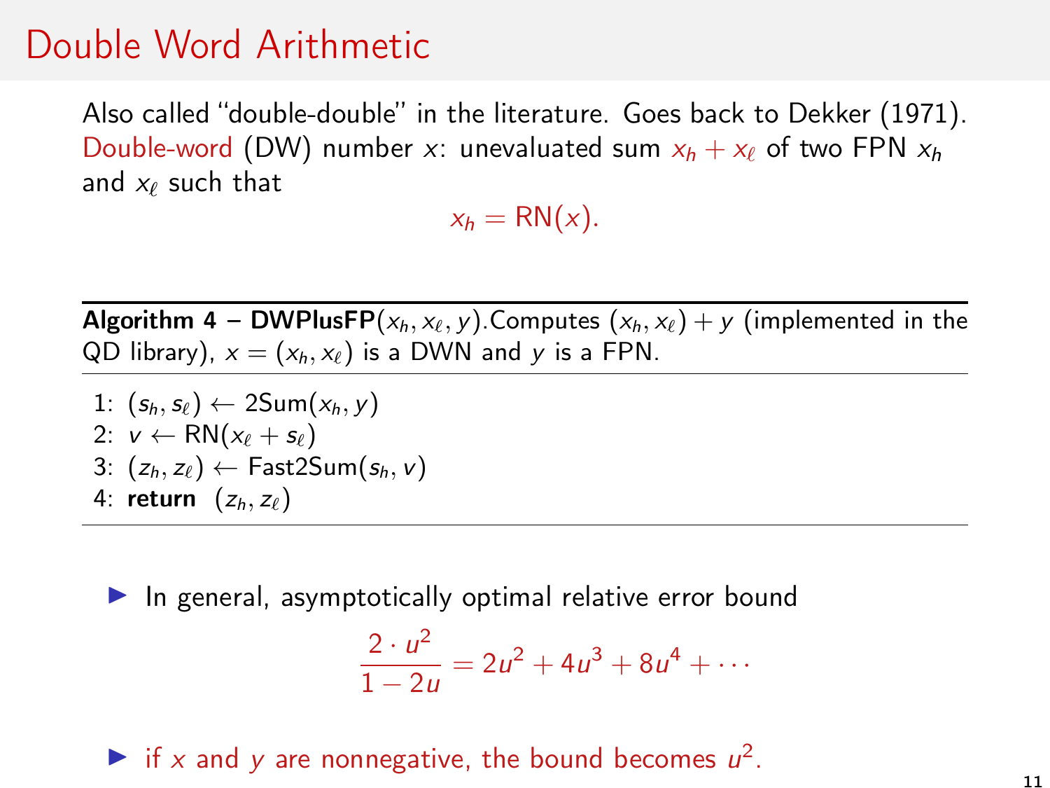# Double Word Arithmetic

Also called "double-double" in the literature. Goes back to Dekker (1971). Double-word (DW) number $x$: unevaluated sum $x_h + x_\ell$ of two FPN $x_h$ and $x_\ell$ such that

$$x_h = \mathrm{RN}(x).$$

---

**Algorithm 4 – DWPlusFP**$(x_h, x_\ell, y)$.Computes $(x_h, x_\ell) + y$ (implemented in the QD library), $x = (x_h, x_\ell)$ is a DWN and $y$ is a FPN.

---

1: $(s_h, s_\ell) \leftarrow \mathrm{2Sum}(x_h, y)$
2: $v \leftarrow \mathrm{RN}(x_\ell + s_\ell)$
3: $(z_h, z_\ell) \leftarrow \mathrm{Fast2Sum}(s_h, v)$
4: **return** $(z_h, z_\ell)$

---

- In general, asymptotically optimal relative error bound

$$\frac{2 \cdot u^2}{1 - 2u} = 2u^2 + 4u^3 + 8u^4 + \cdots$$

- if $x$ and $y$ are nonnegative, the bound becomes $u^2$.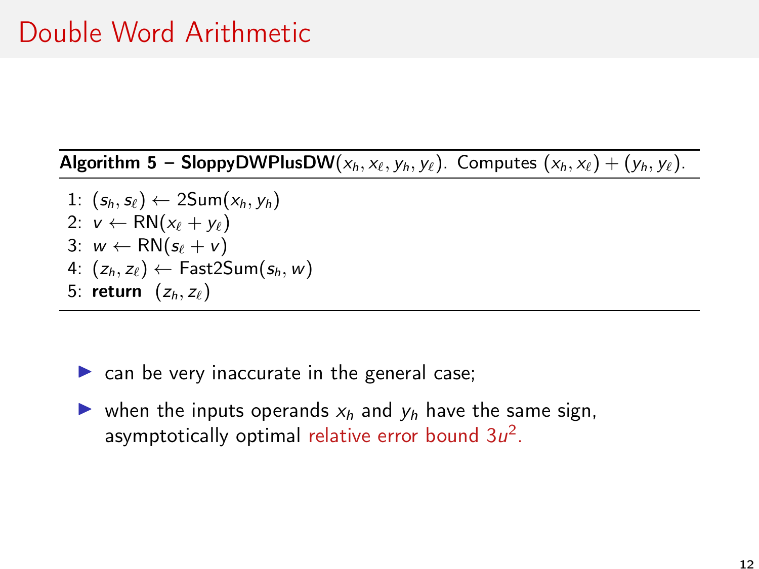# Double Word Arithmetic

**Algorithm 5 – SloppyDWPlusDW**$(x_h, x_\ell, y_h, y_\ell)$. Computes $(x_h, x_\ell) + (y_h, y_\ell)$.

1: $(s_h, s_\ell) \leftarrow \text{2Sum}(x_h, y_h)$
2: $v \leftarrow \text{RN}(x_\ell + y_\ell)$
3: $w \leftarrow \text{RN}(s_\ell + v)$
4: $(z_h, z_\ell) \leftarrow \text{Fast2Sum}(s_h, w)$
5: **return** $(z_h, z_\ell)$

- can be very inaccurate in the general case;
- when the inputs operands $x_h$ and $y_h$ have the same sign, asymptotically optimal relative error bound $3u^2$.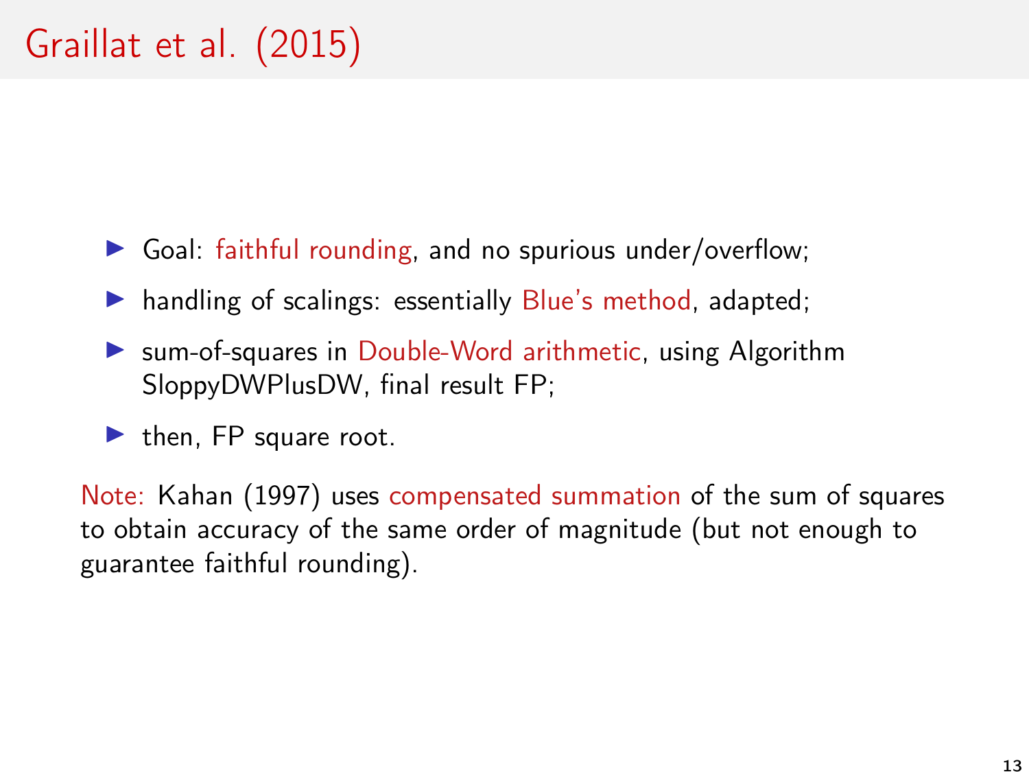# Graillat et al. (2015)

- Goal: faithful rounding, and no spurious under/overflow;
- handling of scalings: essentially Blue's method, adapted;
- sum-of-squares in Double-Word arithmetic, using Algorithm SloppyDWPlusDW, final result FP;
- then, FP square root.

Note: Kahan (1997) uses compensated summation of the sum of squares to obtain accuracy of the same order of magnitude (but not enough to guarantee faithful rounding).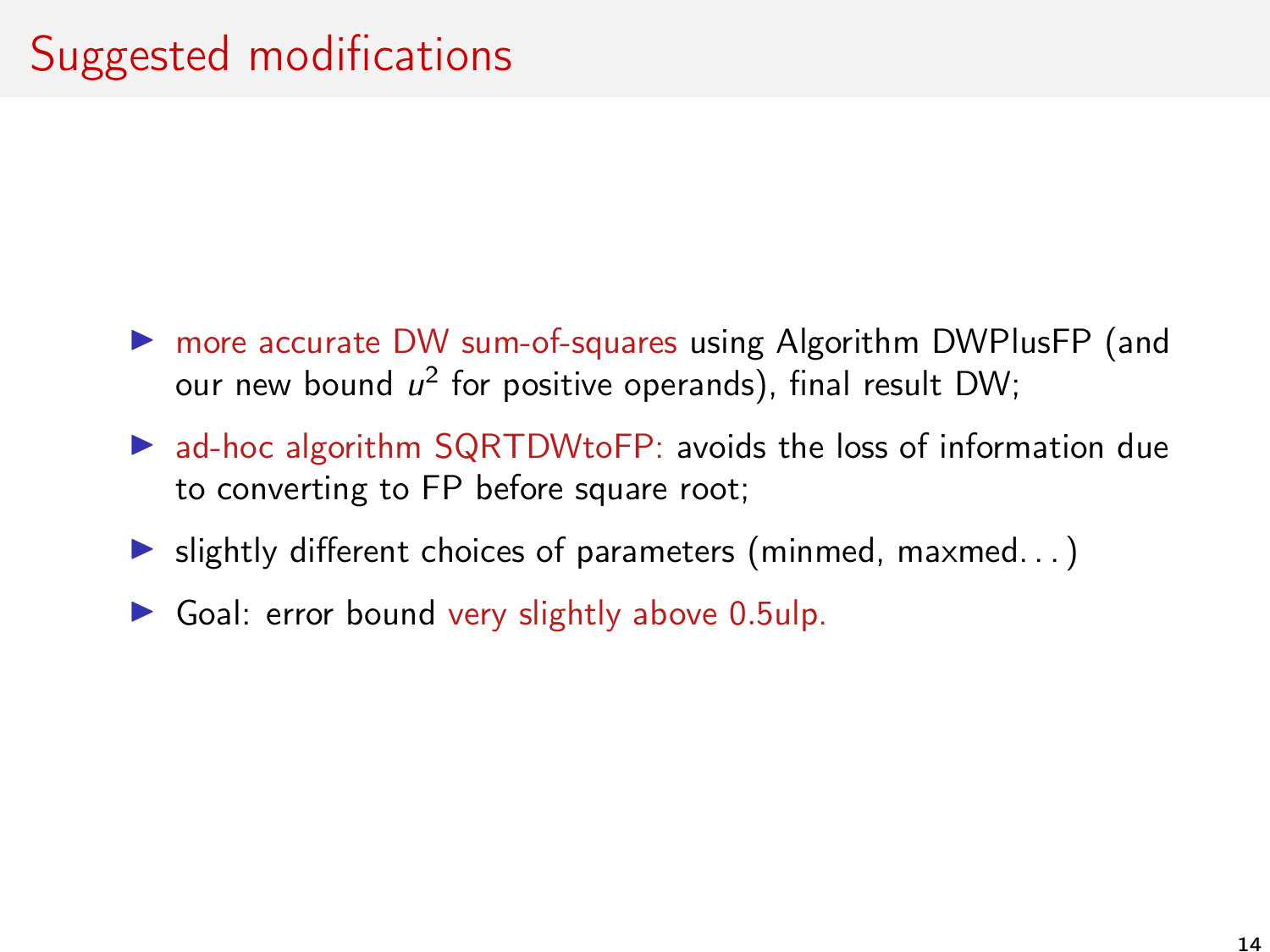# Suggested modifications

- more accurate DW sum-of-squares using Algorithm DWPlusFP (and our new bound $u^2$ for positive operands), final result DW;
- ad-hoc algorithm SQRTDWtoFP: avoids the loss of information due to converting to FP before square root;
- slightly different choices of parameters (minmed, maxmed...)
- Goal: error bound very slightly above 0.5ulp.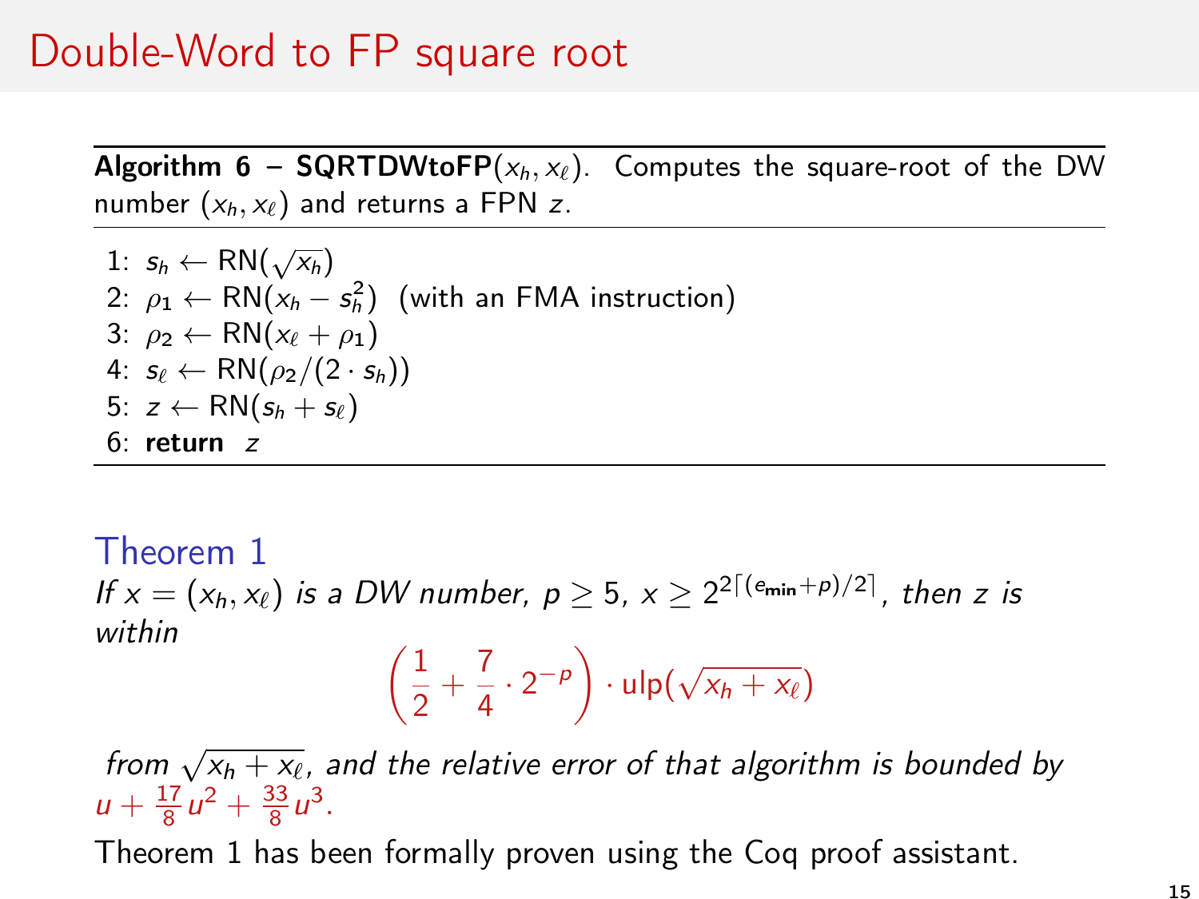# Double-Word to FP square root

**Algorithm 6 – SQRTDWtoFP**$(x_h, x_\ell)$. Computes the square-root of the DW number $(x_h, x_\ell)$ and returns a FPN $z$.

1: $s_h \leftarrow \mathrm{RN}(\sqrt{x_h})$
2: $\rho_1 \leftarrow \mathrm{RN}(x_h - s_h^2)$ (with an FMA instruction)
3: $\rho_2 \leftarrow \mathrm{RN}(x_\ell + \rho_1)$
4: $s_\ell \leftarrow \mathrm{RN}(\rho_2/(2 \cdot s_h))$
5: $z \leftarrow \mathrm{RN}(s_h + s_\ell)$
6: **return** $z$

## Theorem 1

*If $x = (x_h, x_\ell)$ is a DW number, $p \geq 5$, $x \geq 2^{2\lceil (e_{\min}+p)/2 \rceil}$, then $z$ is within*

$$\left(\frac{1}{2} + \frac{7}{4} \cdot 2^{-p}\right) \cdot \mathrm{ulp}(\sqrt{x_h + x_\ell})$$

*from $\sqrt{x_h + x_\ell}$, and the relative error of that algorithm is bounded by $u + \frac{17}{8}u^2 + \frac{33}{8}u^3$.*

Theorem 1 has been formally proven using the Coq proof assistant.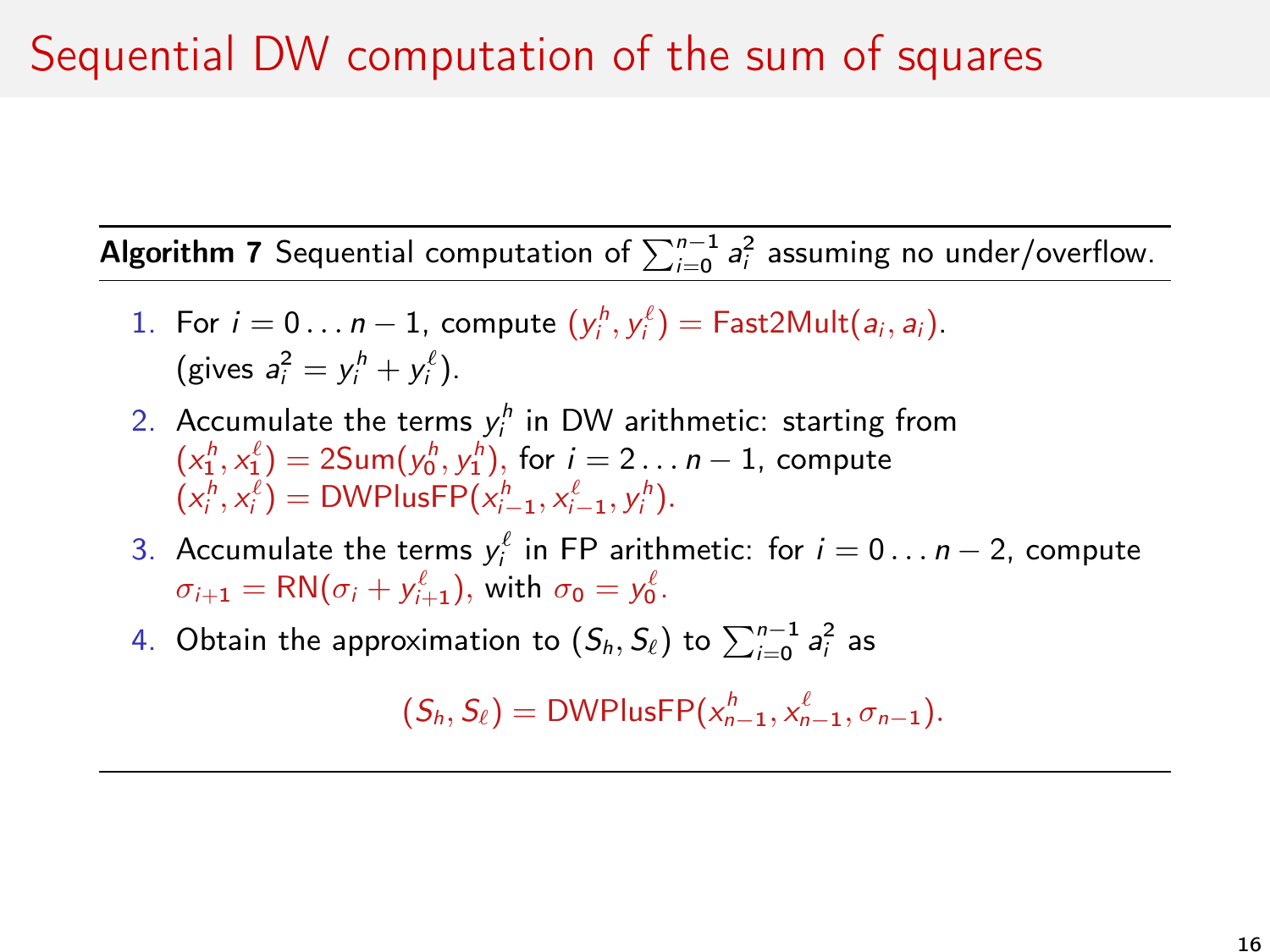# Sequential DW computation of the sum of squares

**Algorithm 7** Sequential computation of $\sum_{i=0}^{n-1} a_i^2$ assuming no under/overflow.

1. For $i = 0 \dots n-1$, compute $(y_i^h, y_i^\ell) = \text{Fast2Mult}(a_i, a_i)$.
   (gives $a_i^2 = y_i^h + y_i^\ell$).
2. Accumulate the terms $y_i^h$ in DW arithmetic: starting from $(x_1^h, x_1^\ell) = \text{2Sum}(y_0^h, y_1^h)$, for $i = 2 \dots n-1$, compute $(x_i^h, x_i^\ell) = \text{DWPlusFP}(x_{i-1}^h, x_{i-1}^\ell, y_i^h)$.
3. Accumulate the terms $y_i^\ell$ in FP arithmetic: for $i = 0 \dots n-2$, compute $\sigma_{i+1} = \text{RN}(\sigma_i + y_{i+1}^\ell)$, with $\sigma_0 = y_0^\ell$.
4. Obtain the approximation to $(S_h, S_\ell)$ to $\sum_{i=0}^{n-1} a_i^2$ as

$$(S_h, S_\ell) = \text{DWPlusFP}(x_{n-1}^h, x_{n-1}^\ell, \sigma_{n-1}).$$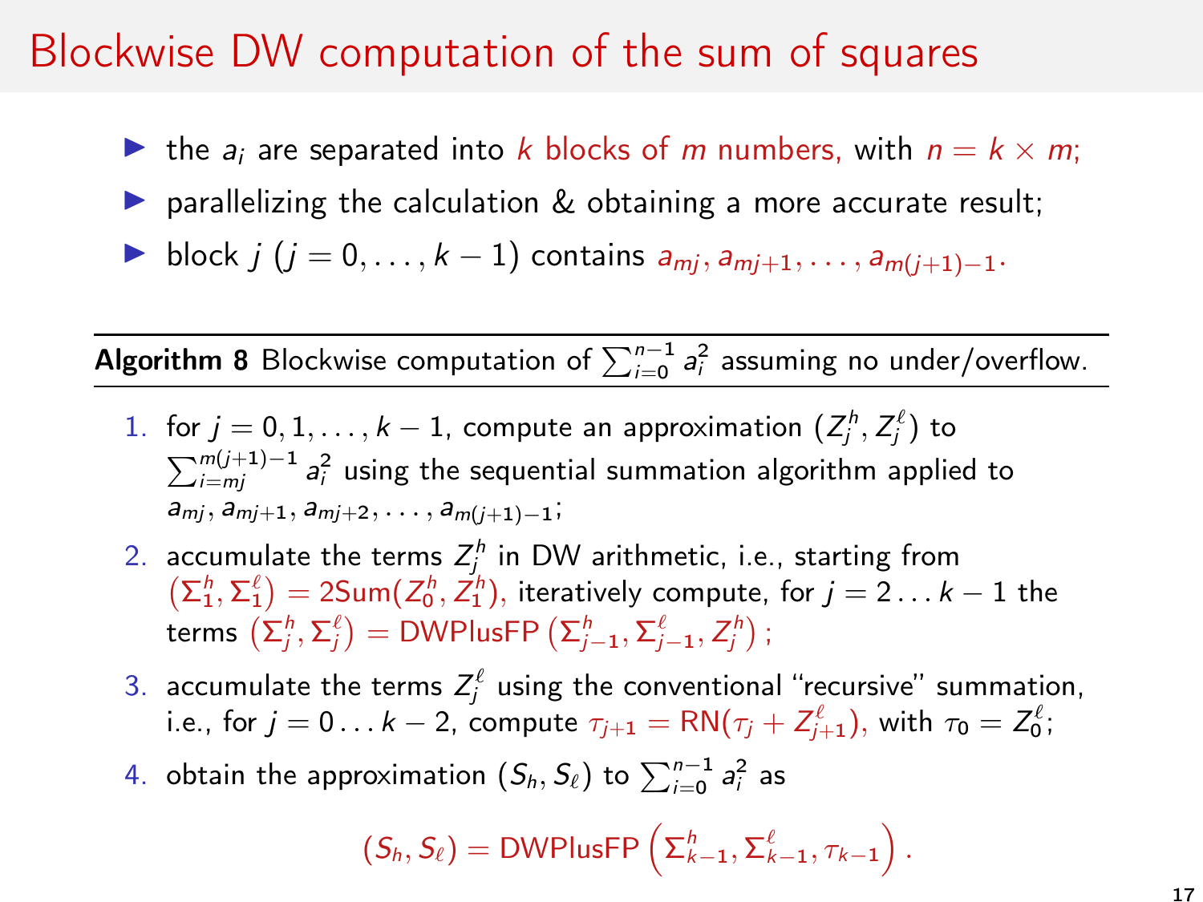# Blockwise DW computation of the sum of squares

- the $a_i$ are separated into $k$ blocks of $m$ numbers, with $n = k \times m$;
- parallelizing the calculation & obtaining a more accurate result;
- block $j$ ($j = 0, \ldots, k-1$) contains $a_{mj}, a_{mj+1}, \ldots, a_{m(j+1)-1}$.

---

**Algorithm 8** Blockwise computation of $\sum_{i=0}^{n-1} a_i^2$ assuming no under/overflow.

---

1. for $j = 0, 1, \ldots, k-1$, compute an approximation $(Z_j^h, Z_j^\ell)$ to $\sum_{i=mj}^{m(j+1)-1} a_i^2$ using the sequential summation algorithm applied to $a_{mj}, a_{mj+1}, a_{mj+2}, \ldots, a_{m(j+1)-1}$;
2. accumulate the terms $Z_j^h$ in DW arithmetic, i.e., starting from $\left(\Sigma_1^h, \Sigma_1^\ell\right) = \text{2Sum}(Z_0^h, Z_1^h)$, iteratively compute, for $j = 2 \ldots k-1$ the terms $\left(\Sigma_j^h, \Sigma_j^\ell\right) = \text{DWPlusFP}\left(\Sigma_{j-1}^h, \Sigma_{j-1}^\ell, Z_j^h\right)$;
3. accumulate the terms $Z_j^\ell$ using the conventional "recursive" summation, i.e., for $j = 0 \ldots k-2$, compute $\tau_{j+1} = \text{RN}(\tau_j + Z_{j+1}^\ell)$, with $\tau_0 = Z_0^\ell$;
4. obtain the approximation $(S_h, S_\ell)$ to $\sum_{i=0}^{n-1} a_i^2$ as

$$(S_h, S_\ell) = \text{DWPlusFP}\left(\Sigma_{k-1}^h, \Sigma_{k-1}^\ell, \tau_{k-1}\right).$$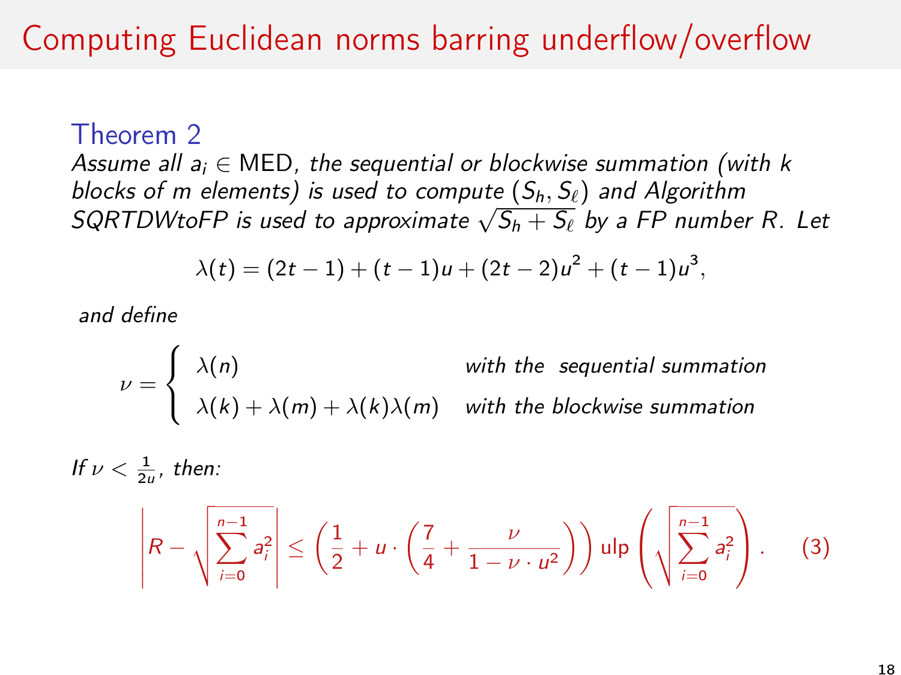# Computing Euclidean norms barring underflow/overflow

### Theorem 2

*Assume all $a_i \in$ MED, the sequential or blockwise summation (with $k$ blocks of $m$ elements) is used to compute $(S_h, S_\ell)$ and Algorithm SQRTDWtoFP is used to approximate $\sqrt{S_h + S_\ell}$ by a FP number $R$. Let*

$$\lambda(t) = (2t-1) + (t-1)u + (2t-2)u^2 + (t-1)u^3,$$

*and define*

$$\nu = \begin{cases} \lambda(n) & \text{with the sequential summation} \\ \lambda(k) + \lambda(m) + \lambda(k)\lambda(m) & \text{with the blockwise summation} \end{cases}$$

*If $\nu < \frac{1}{2u}$, then:*

$$\left| R - \sqrt{\sum_{i=0}^{n-1} a_i^2} \right| \leq \left( \frac{1}{2} + u \cdot \left( \frac{7}{4} + \frac{\nu}{1 - \nu \cdot u^2} \right) \right) \text{ulp}\left( \sqrt{\sum_{i=0}^{n-1} a_i^2} \right). \quad (3)$$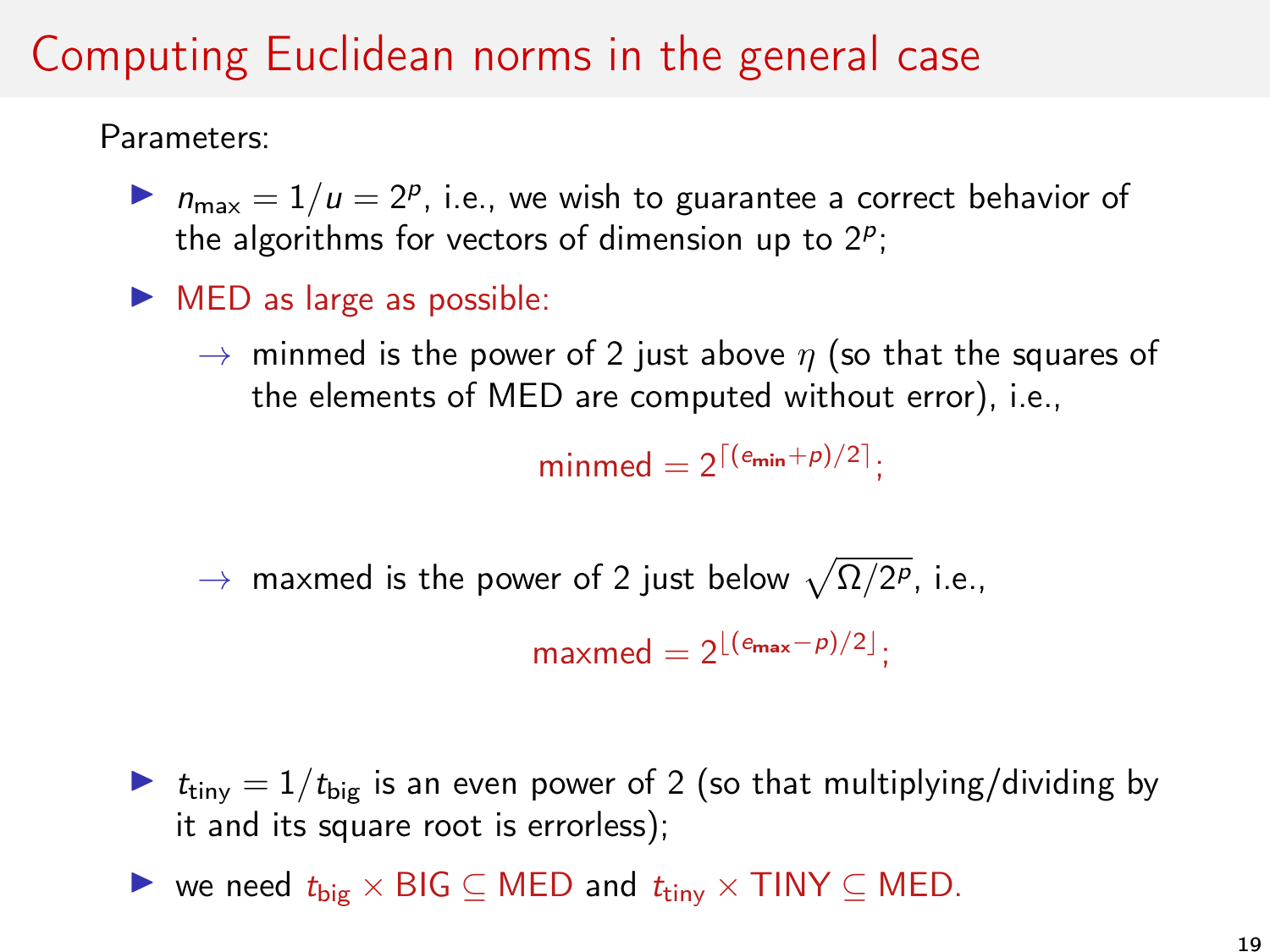# Computing Euclidean norms in the general case

Parameters:

- $n_{\max} = 1/u = 2^p$, i.e., we wish to guarantee a correct behavior of the algorithms for vectors of dimension up to $2^p$;
- MED as large as possible:
  - $\rightarrow$ minmed is the power of 2 just above $\eta$ (so that the squares of the elements of MED are computed without error), i.e.,

$$\text{minmed} = 2^{\lceil (e_{\min}+p)/2 \rceil};$$

  - $\rightarrow$ maxmed is the power of 2 just below $\sqrt{\Omega/2^p}$, i.e.,

$$\text{maxmed} = 2^{\lfloor (e_{\max}-p)/2 \rfloor};$$

- $t_{\text{tiny}} = 1/t_{\text{big}}$ is an even power of 2 (so that multiplying/dividing by it and its square root is errorless);
- we need $t_{\text{big}} \times \text{BIG} \subseteq \text{MED}$ and $t_{\text{tiny}} \times \text{TINY} \subseteq \text{MED}$.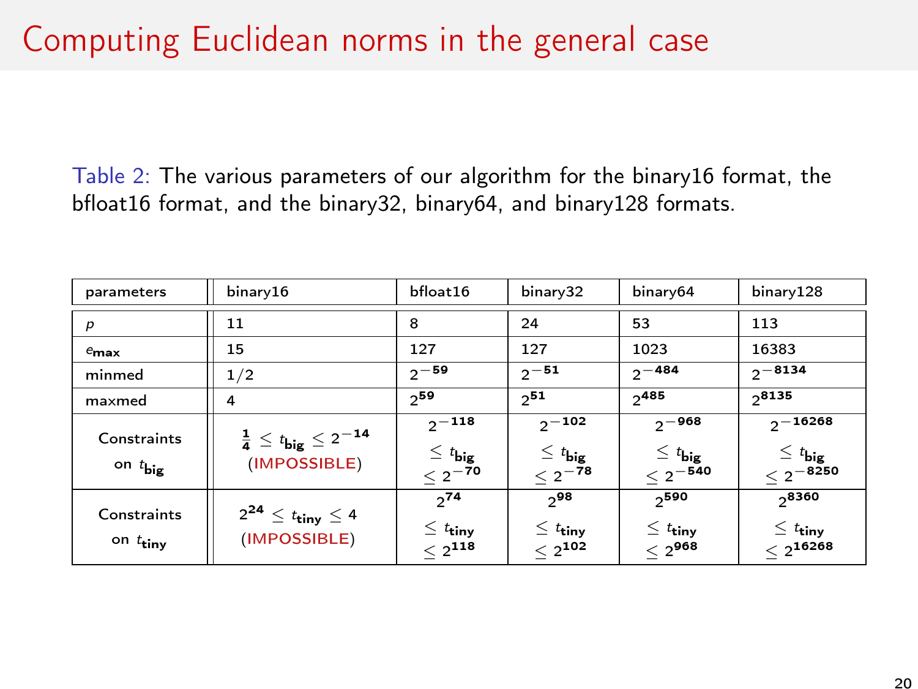# Computing Euclidean norms in the general case

Table 2: The various parameters of our algorithm for the binary16 format, the bfloat16 format, and the binary32, binary64, and binary128 formats.

| parameters | binary16 | bfloat16 | binary32 | binary64 | binary128 |
|---|---|---|---|---|---|
| $p$ | 11 | 8 | 24 | 53 | 113 |
| $e_{\mathbf{max}}$ | 15 | 127 | 127 | 1023 | 16383 |
| minmed | 1/2 | $2^{-59}$ | $2^{-51}$ | $2^{-484}$ | $2^{-8134}$ |
| maxmed | 4 | $2^{59}$ | $2^{51}$ | $2^{485}$ | $2^{8135}$ |
| Constraints on $t_{\mathbf{big}}$ | $\frac{1}{4} \le t_{\mathbf{big}} \le 2^{-14}$ (IMPOSSIBLE) | $2^{-118} \le t_{\mathbf{big}} \le 2^{-70}$ | $2^{-102} \le t_{\mathbf{big}} \le 2^{-78}$ | $2^{-968} \le t_{\mathbf{big}} \le 2^{-540}$ | $2^{-16268} \le t_{\mathbf{big}} \le 2^{-8250}$ |
| Constraints on $t_{\mathbf{tiny}}$ | $2^{24} \le t_{\mathbf{tiny}} \le 4$ (IMPOSSIBLE) | $2^{74} \le t_{\mathbf{tiny}} \le 2^{118}$ | $2^{98} \le t_{\mathbf{tiny}} \le 2^{102}$ | $2^{590} \le t_{\mathbf{tiny}} \le 2^{968}$ | $2^{8360} \le t_{\mathbf{tiny}} \le 2^{16268}$ |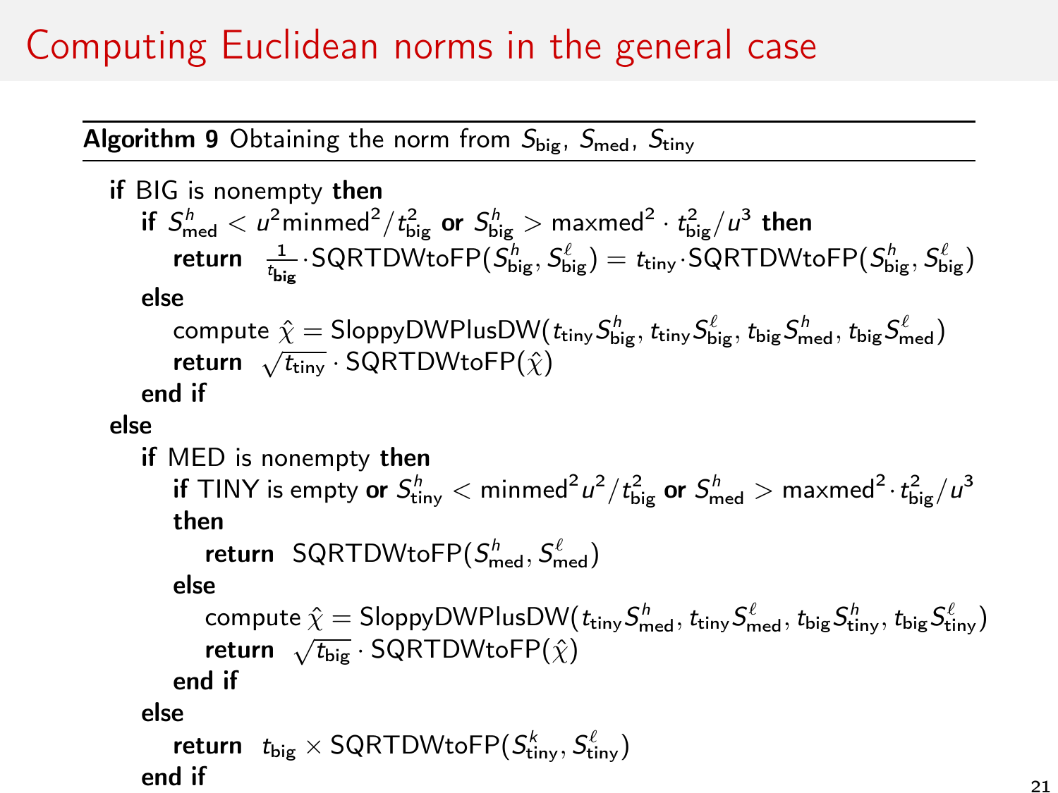# Computing Euclidean norms in the general case

**Algorithm 9** Obtaining the norm from $S_{\text{big}}$, $S_{\text{med}}$, $S_{\text{tiny}}$

```
if BIG is nonempty then
    if S^h_med < u^2 minmed^2 / t^2_big or S^h_big > maxmed^2 · t^2_big / u^3 then
        return (1/t_big) · SQRTDWtoFP(S^h_big, S^ℓ_big) = t_tiny · SQRTDWtoFP(S^h_big, S^ℓ_big)
    else
        compute χ̂ = SloppyDWPlusDW(t_tiny S^h_big, t_tiny S^ℓ_big, t_big S^h_med, t_big S^ℓ_med)
        return √t_tiny · SQRTDWtoFP(χ̂)
    end if
else
    if MED is nonempty then
        if TINY is empty or S^h_tiny < minmed^2 u^2 / t^2_big or S^h_med > maxmed^2 · t^2_big / u^3
        then
            return SQRTDWtoFP(S^h_med, S^ℓ_med)
        else
            compute χ̂ = SloppyDWPlusDW(t_tiny S^h_med, t_tiny S^ℓ_med, t_big S^h_tiny, t_big S^ℓ_tiny)
            return √t_big · SQRTDWtoFP(χ̂)
        end if
    else
        return t_big × SQRTDWtoFP(S^k_tiny, S^ℓ_tiny)
    end if
```

In mathematical notation:

- **if** BIG is nonempty **then**
  - **if** $S^h_{\text{med}} < u^2 \text{minmed}^2 / t^2_{\text{big}}$ **or** $S^h_{\text{big}} > \text{maxmed}^2 \cdot t^2_{\text{big}} / u^3$ **then**
    - **return** $\frac{1}{t_{\text{big}}} \cdot \text{SQRTDWtoFP}(S^h_{\text{big}}, S^\ell_{\text{big}}) = t_{\text{tiny}} \cdot \text{SQRTDWtoFP}(S^h_{\text{big}}, S^\ell_{\text{big}})$
  - **else**
    - compute $\hat{\chi} = \text{SloppyDWPlusDW}(t_{\text{tiny}} S^h_{\text{big}}, t_{\text{tiny}} S^\ell_{\text{big}}, t_{\text{big}} S^h_{\text{med}}, t_{\text{big}} S^\ell_{\text{med}})$
    - **return** $\sqrt{t_{\text{tiny}}} \cdot \text{SQRTDWtoFP}(\hat{\chi})$
  - **end if**
- **else**
  - **if** MED is nonempty **then**
    - **if** TINY is empty **or** $S^h_{\text{tiny}} < \text{minmed}^2 u^2 / t^2_{\text{big}}$ **or** $S^h_{\text{med}} > \text{maxmed}^2 \cdot t^2_{\text{big}} / u^3$ **then**
      - **return** $\text{SQRTDWtoFP}(S^h_{\text{med}}, S^\ell_{\text{med}})$
    - **else**
      - compute $\hat{\chi} = \text{SloppyDWPlusDW}(t_{\text{tiny}} S^h_{\text{med}}, t_{\text{tiny}} S^\ell_{\text{med}}, t_{\text{big}} S^h_{\text{tiny}}, t_{\text{big}} S^\ell_{\text{tiny}})$
      - **return** $\sqrt{t_{\text{big}}} \cdot \text{SQRTDWtoFP}(\hat{\chi})$
    - **end if**
  - **else**
    - **return** $t_{\text{big}} \times \text{SQRTDWtoFP}(S^k_{\text{tiny}}, S^\ell_{\text{tiny}})$
  - **end if**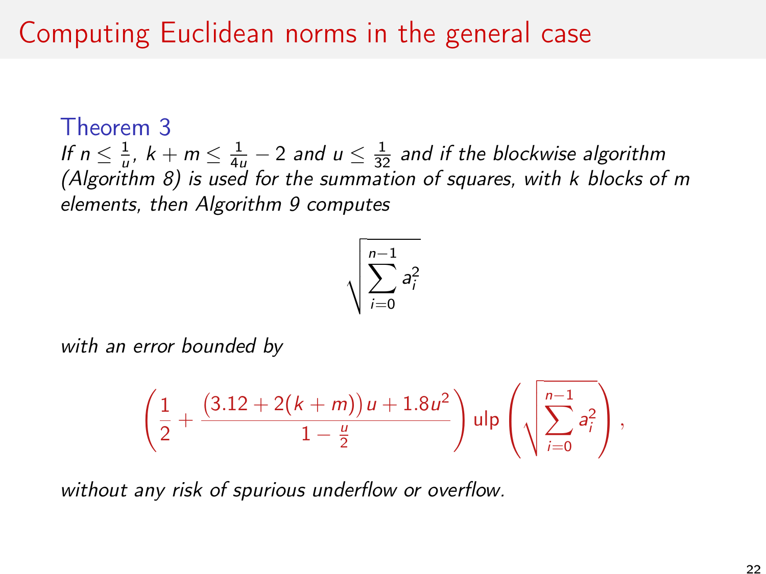# Computing Euclidean norms in the general case

**Theorem 3**

*If $n \le \frac{1}{u}$, $k+m \le \frac{1}{4u} - 2$ and $u \le \frac{1}{32}$ and if the blockwise algorithm (Algorithm 8) is used for the summation of squares, with $k$ blocks of $m$ elements, then Algorithm 9 computes*

$$\sqrt{\sum_{i=0}^{n-1} a_i^2}$$

*with an error bounded by*

$$\left(\frac{1}{2} + \frac{\left(3.12 + 2(k+m)\right)u + 1.8u^2}{1 - \frac{u}{2}}\right) \mathrm{ulp}\left(\sqrt{\sum_{i=0}^{n-1} a_i^2}\right),$$

*without any risk of spurious underflow or overflow.*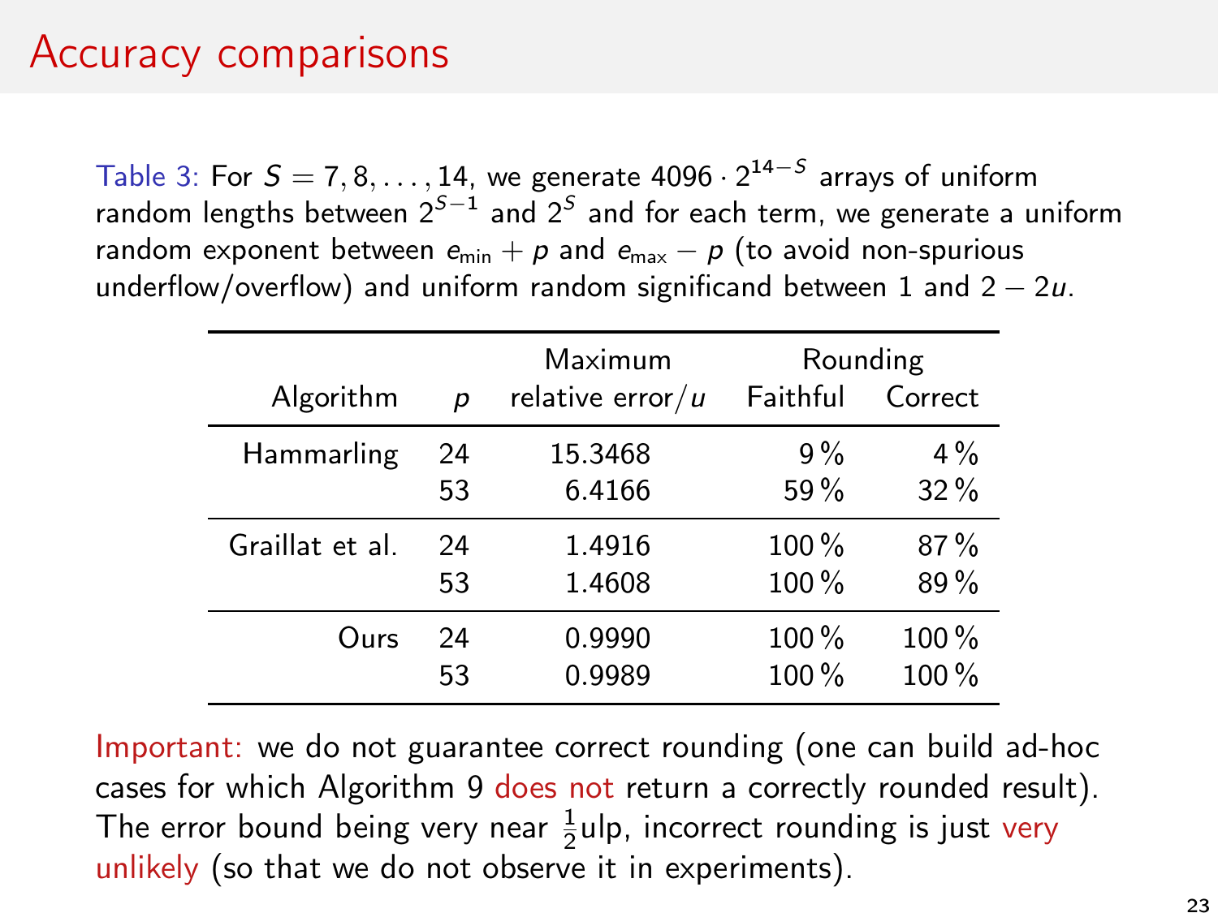# Accuracy comparisons

Table 3: For $S = 7, 8, \ldots, 14$, we generate $4096 \cdot 2^{14-S}$ arrays of uniform random lengths between $2^{S-1}$ and $2^S$ and for each term, we generate a uniform random exponent between $e_{\min} + p$ and $e_{\max} - p$ (to avoid non-spurious underflow/overflow) and uniform random significand between 1 and $2 - 2u$.

| Algorithm | $p$ | Maximum relative error/$u$ | Rounding | |
|---|---|---|---|---|
| | | | Faithful | Correct |
| Hammarling | 24 | 15.3468 | 9 % | 4 % |
| | 53 | 6.4166 | 59 % | 32 % |
| Graillat et al. | 24 | 1.4916 | 100 % | 87 % |
| | 53 | 1.4608 | 100 % | 89 % |
| Ours | 24 | 0.9990 | 100 % | 100 % |
| | 53 | 0.9989 | 100 % | 100 % |

Important: we do not guarantee correct rounding (one can build ad-hoc cases for which Algorithm 9 does not return a correctly rounded result). The error bound being very near $\frac{1}{2}$ulp, incorrect rounding is just very unlikely (so that we do not observe it in experiments).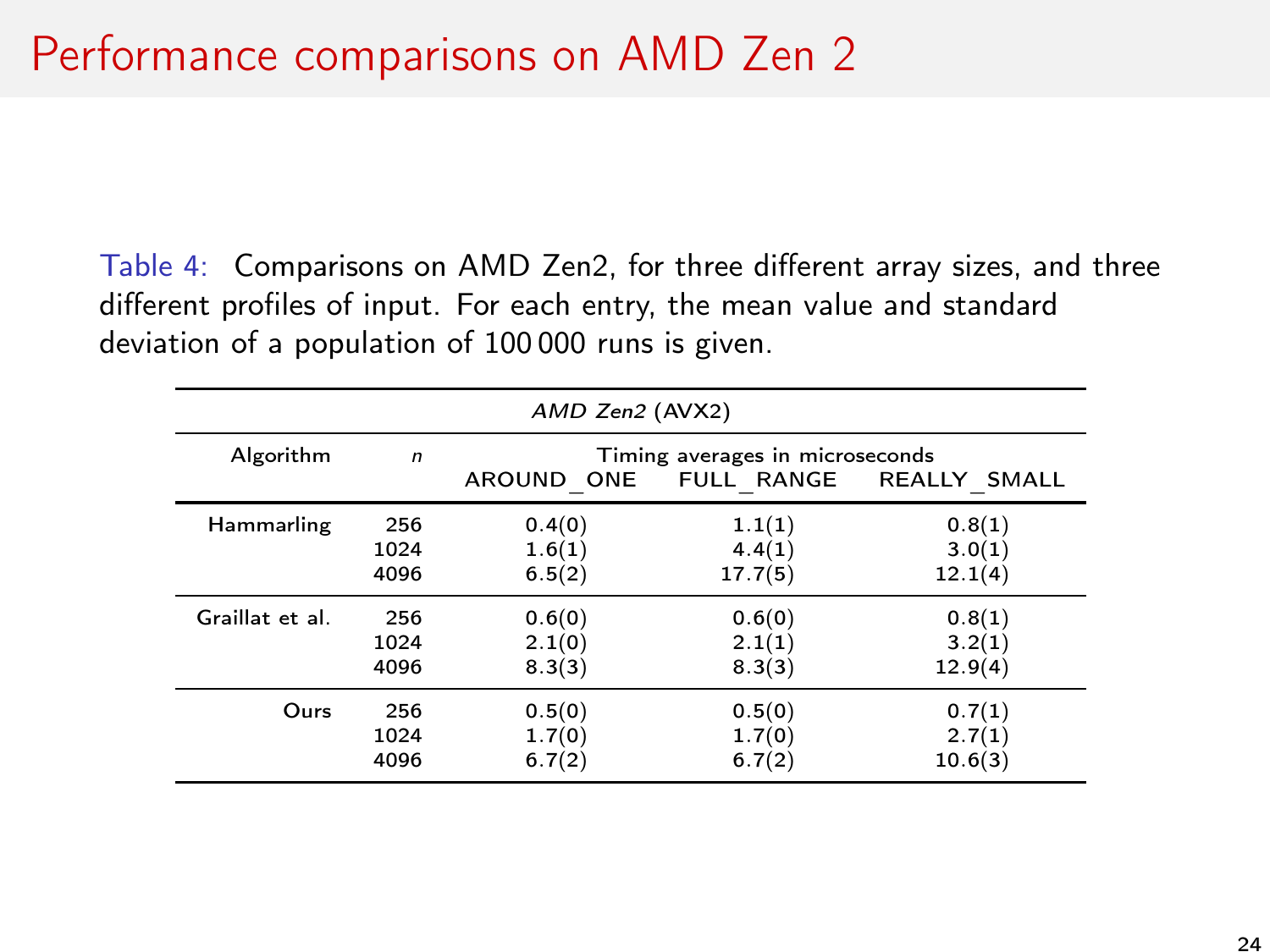# Performance comparisons on AMD Zen 2

Table 4: Comparisons on AMD Zen2, for three different array sizes, and three different profiles of input. For each entry, the mean value and standard deviation of a population of 100 000 runs is given.

| *AMD Zen2* (AVX2) | | | | |
|---|---|---|---|---|
| Algorithm | $n$ | Timing averages in microseconds | | |
| | | AROUND_ONE | FULL_RANGE | REALLY_SMALL |
| Hammarling | 256 | 0.4(0) | 1.1(1) | 0.8(1) |
| | 1024 | 1.6(1) | 4.4(1) | 3.0(1) |
| | 4096 | 6.5(2) | 17.7(5) | 12.1(4) |
| Graillat et al. | 256 | 0.6(0) | 0.6(0) | 0.8(1) |
| | 1024 | 2.1(0) | 2.1(1) | 3.2(1) |
| | 4096 | 8.3(3) | 8.3(3) | 12.9(4) |
| Ours | 256 | 0.5(0) | 0.5(0) | 0.7(1) |
| | 1024 | 1.7(0) | 1.7(0) | 2.7(1) |
| | 4096 | 6.7(2) | 6.7(2) | 10.6(3) |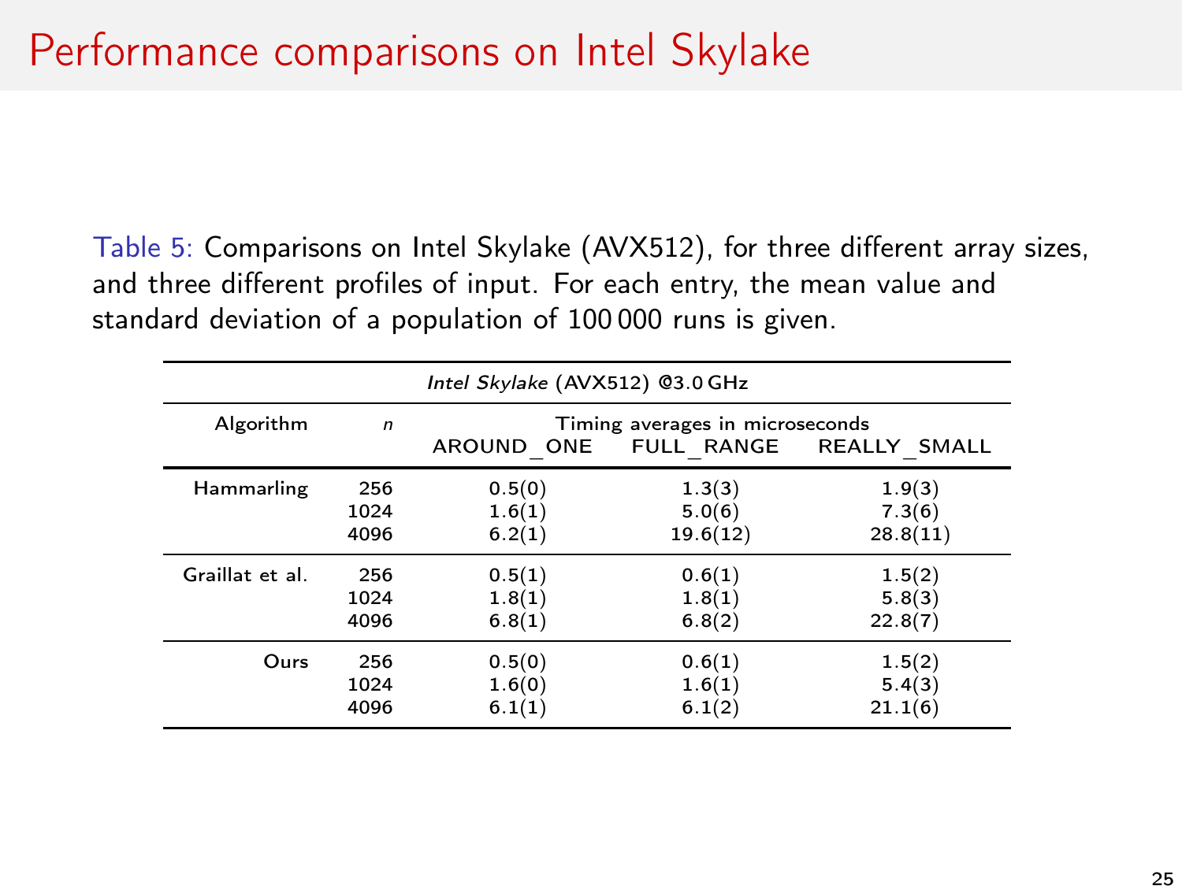# Performance comparisons on Intel Skylake

Table 5: Comparisons on Intel Skylake (AVX512), for three different array sizes, and three different profiles of input. For each entry, the mean value and standard deviation of a population of 100 000 runs is given.

| *Intel Skylake* (AVX512) @3.0 GHz | | | | |
|---|---|---|---|---|
| Algorithm | *n* | Timing averages in microseconds | | |
| | | AROUND_ONE | FULL_RANGE | REALLY_SMALL |
| Hammarling | 256 | 0.5(0) | 1.3(3) | 1.9(3) |
| | 1024 | 1.6(1) | 5.0(6) | 7.3(6) |
| | 4096 | 6.2(1) | 19.6(12) | 28.8(11) |
| Graillat et al. | 256 | 0.5(1) | 0.6(1) | 1.5(2) |
| | 1024 | 1.8(1) | 1.8(1) | 5.8(3) |
| | 4096 | 6.8(1) | 6.8(2) | 22.8(7) |
| Ours | 256 | 0.5(0) | 0.6(1) | 1.5(2) |
| | 1024 | 1.6(0) | 1.6(1) | 5.4(3) |
| | 4096 | 6.1(1) | 6.1(2) | 21.1(6) |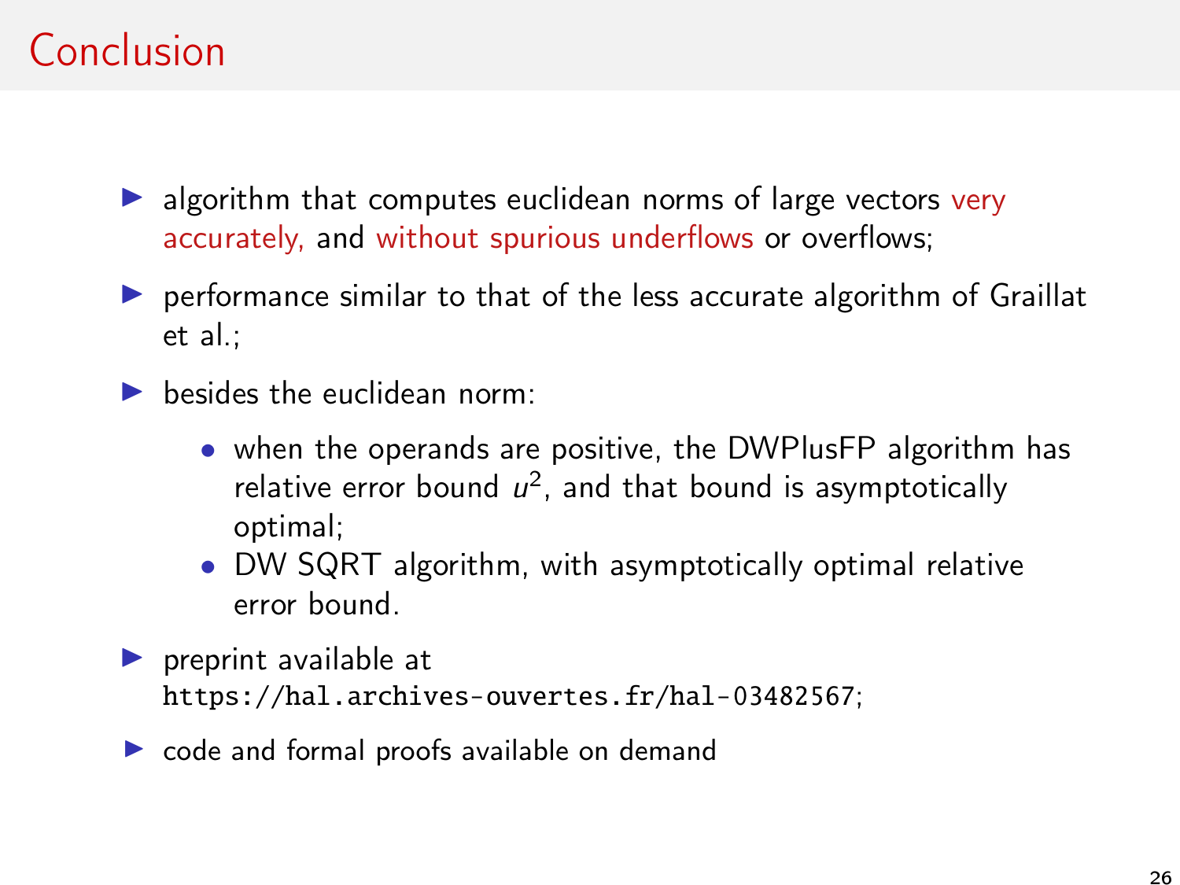# Conclusion

- algorithm that computes euclidean norms of large vectors very accurately, and without spurious underflows or overflows;
- performance similar to that of the less accurate algorithm of Graillat et al.;
- besides the euclidean norm:
  - when the operands are positive, the DWPlusFP algorithm has relative error bound $u^2$, and that bound is asymptotically optimal;
  - DW SQRT algorithm, with asymptotically optimal relative error bound.
- preprint available at `https://hal.archives-ouvertes.fr/hal-03482567`;
- code and formal proofs available on demand